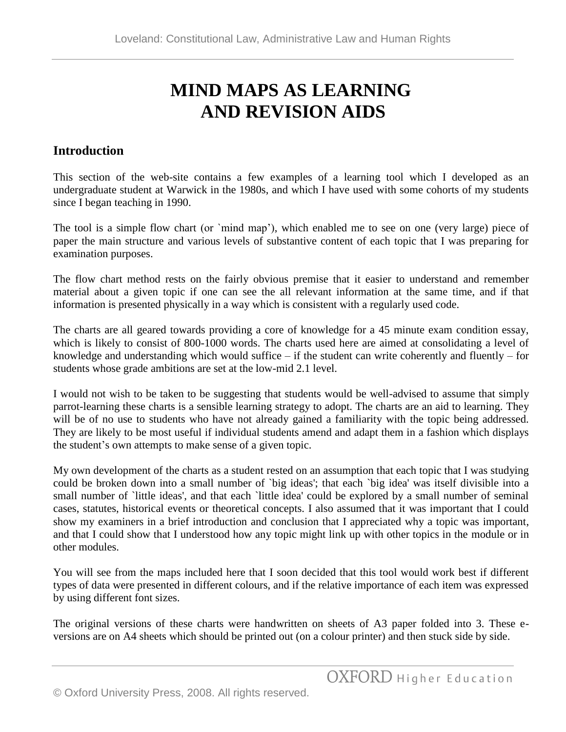# MIND MAPS AS LEARNING AND REVISION AIDS

## Introduction

This section of the web-site contains a few examples of a learning tool which I developed as an undergraduate student at Warwick in the 1980s, and which I have used with some cohorts of my students since I began teaching in 1990.

The tool is a simple flow chart (or `mind map'), which enabled me to see on one (very large) piece of paper the main structure and various levels of substantive content of each topic that I was preparing for examination purposes.

The flow chart method rests on the fairly obvious premise that it easier to understand and remember material about a given topic if one can see the all relevant information at the same time, and if that information is presented physically in a way which is consistent with a regularly used code.

The charts are all geared towards providing a core of knowledge for a 45 minute exam condition essay, which is likely to consist of 800-1000 words. The charts used here are aimed at consolidating a level of knowledge and understanding which would suffice – if the student can write coherently and fluently – for students whose grade ambitions are set at the low-mid 2.1 level.

I would not wish to be taken to be suggesting that students would be well-advised to assume that simply parrot-learning these charts is a sensible learning strategy to adopt. The charts are an aid to learning. They will be of no use to students who have not already gained a familiarity with the topic being addressed. They are likely to be most useful if individual students amend and adapt them in a fashion which displays the student's own attempts to make sense of a given topic.

My own development of the charts as a student rested on an assumption that each topic that I was studying could be broken down into a small number of `big ideas'; that each `big idea' was itself divisible into a small number of `little ideas', and that each `little idea' could be explored by a small number of seminal cases, statutes, historical events or theoretical concepts. I also assumed that it was important that I could show my examiners in a brief introduction and conclusion that I appreciated why a topic was important, and that I could show that I understood how any topic might link up with other topics in the module or in other modules.

You will see from the maps included here that I soon decided that this tool would work best if different types of data were presented in different colours, and if the relative importance of each item was expressed by using different font sizes.

The original versions of these charts were handwritten on sheets of A3 paper folded into 3. These e-versions are on A4 sheets which should be printed out (on a colour printer) and then stuck side by side.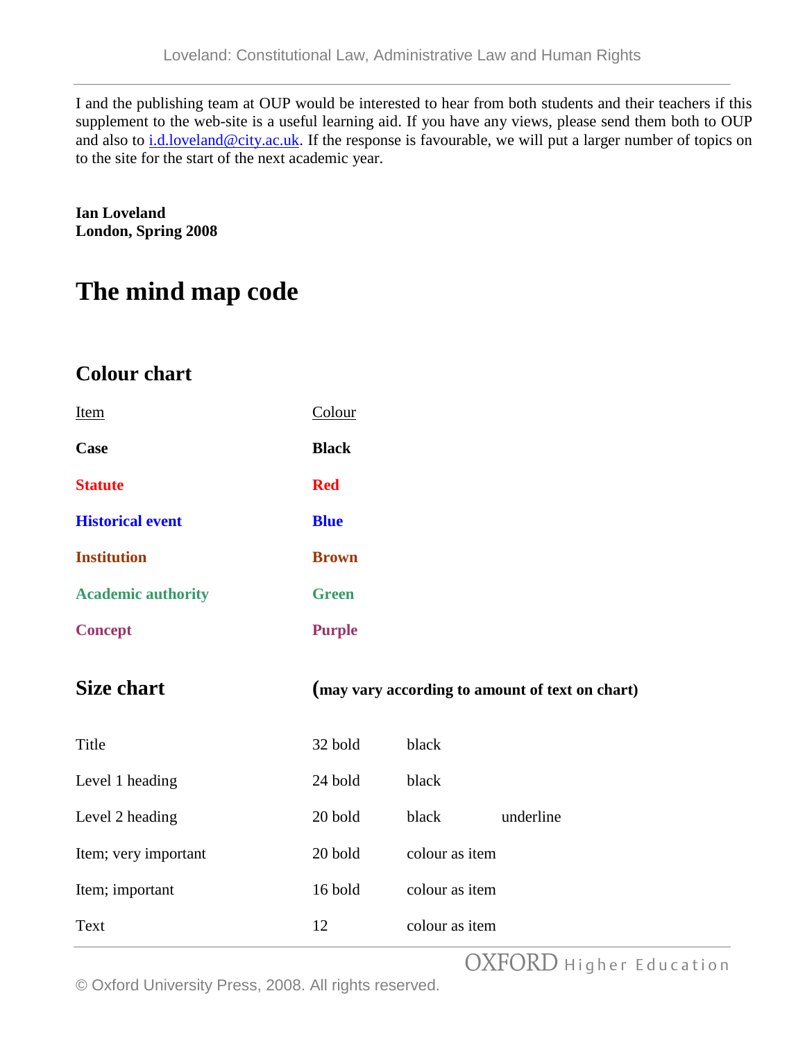I and the publishing team at OUP would be interested to hear from both students and their teachers if this supplement to the web-site is a useful learning aid. If you have any views, please send them both to OUP and also to i.d.loveland@city.ac.uk. If the response is favourable, we will put a larger number of topics on to the site for the start of the next academic year.

**Ian Loveland**
**London, Spring 2008**

# The mind map code

## Colour chart

| Item | Colour |
|---|---|
| **Case** | **Black** |
| **Statute** | **Red** |
| **Historical event** | **Blue** |
| **Institution** | **Brown** |
| **Academic authority** | **Green** |
| **Concept** | **Purple** |

## Size chart

**(may vary according to amount of text on chart)**

| | | | |
|---|---|---|---|
| Title | 32 bold | black | |
| Level 1 heading | 24 bold | black | |
| Level 2 heading | 20 bold | black | underline |
| Item; very important | 20 bold | colour as item | |
| Item; important | 16 bold | colour as item | |
| Text | 12 | colour as item | |